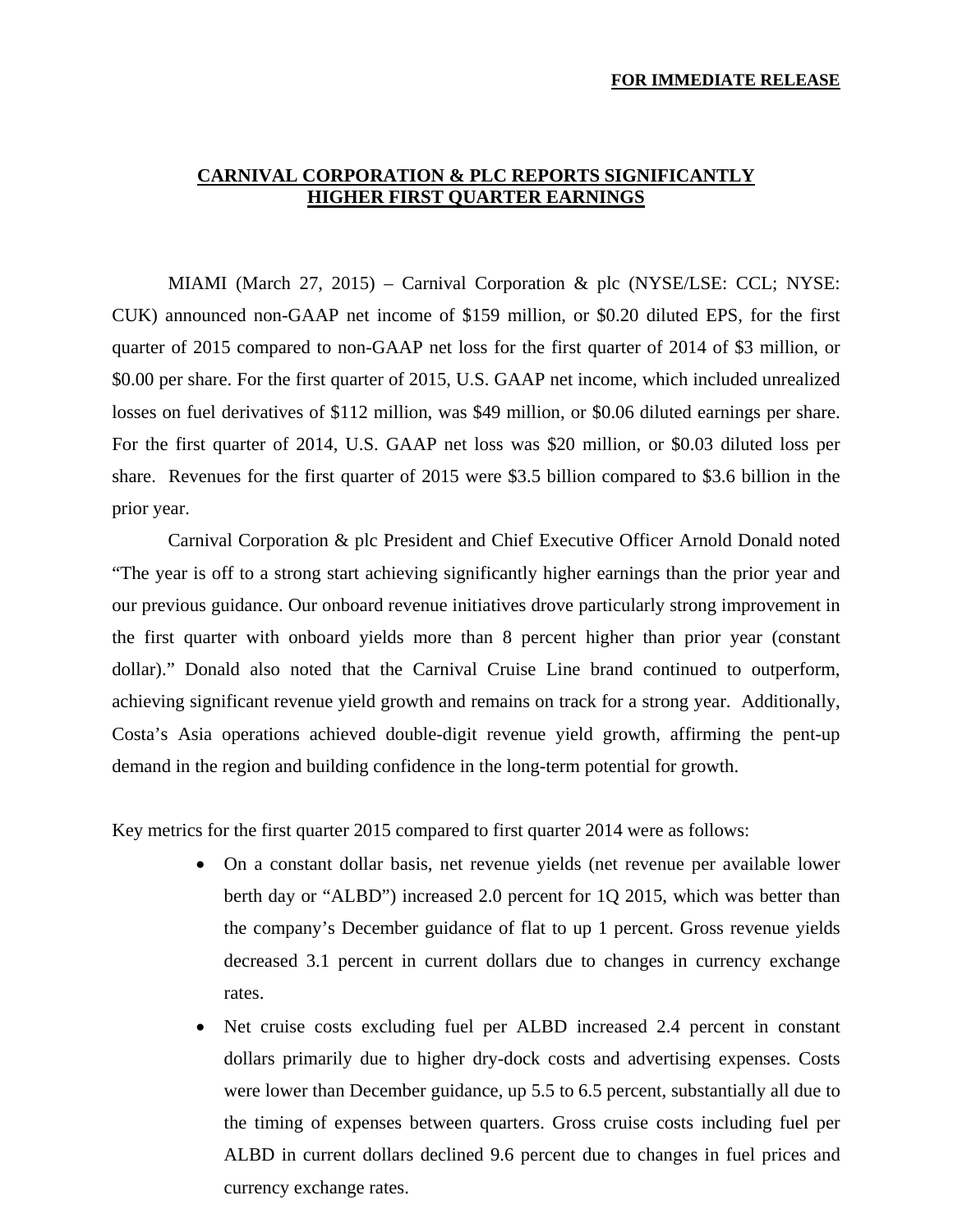**FOR IMMEDIATE RELEASE**

# CARNIVAL CORPORATION & PLC REPORTS SIGNIFICANTLY HIGHER FIRST QUARTER EARNINGS

MIAMI (March 27, 2015) – Carnival Corporation & plc (NYSE/LSE: CCL; NYSE: CUK) announced non-GAAP net income of $159 million, or $0.20 diluted EPS, for the first quarter of 2015 compared to non-GAAP net loss for the first quarter of 2014 of $3 million, or $0.00 per share. For the first quarter of 2015, U.S. GAAP net income, which included unrealized losses on fuel derivatives of $112 million, was $49 million, or $0.06 diluted earnings per share. For the first quarter of 2014, U.S. GAAP net loss was $20 million, or $0.03 diluted loss per share. Revenues for the first quarter of 2015 were $3.5 billion compared to $3.6 billion in the prior year.

Carnival Corporation & plc President and Chief Executive Officer Arnold Donald noted "The year is off to a strong start achieving significantly higher earnings than the prior year and our previous guidance. Our onboard revenue initiatives drove particularly strong improvement in the first quarter with onboard yields more than 8 percent higher than prior year (constant dollar)." Donald also noted that the Carnival Cruise Line brand continued to outperform, achieving significant revenue yield growth and remains on track for a strong year. Additionally, Costa's Asia operations achieved double-digit revenue yield growth, affirming the pent-up demand in the region and building confidence in the long-term potential for growth.

Key metrics for the first quarter 2015 compared to first quarter 2014 were as follows:

- On a constant dollar basis, net revenue yields (net revenue per available lower berth day or "ALBD") increased 2.0 percent for 1Q 2015, which was better than the company's December guidance of flat to up 1 percent. Gross revenue yields decreased 3.1 percent in current dollars due to changes in currency exchange rates.
- Net cruise costs excluding fuel per ALBD increased 2.4 percent in constant dollars primarily due to higher dry-dock costs and advertising expenses. Costs were lower than December guidance, up 5.5 to 6.5 percent, substantially all due to the timing of expenses between quarters. Gross cruise costs including fuel per ALBD in current dollars declined 9.6 percent due to changes in fuel prices and currency exchange rates.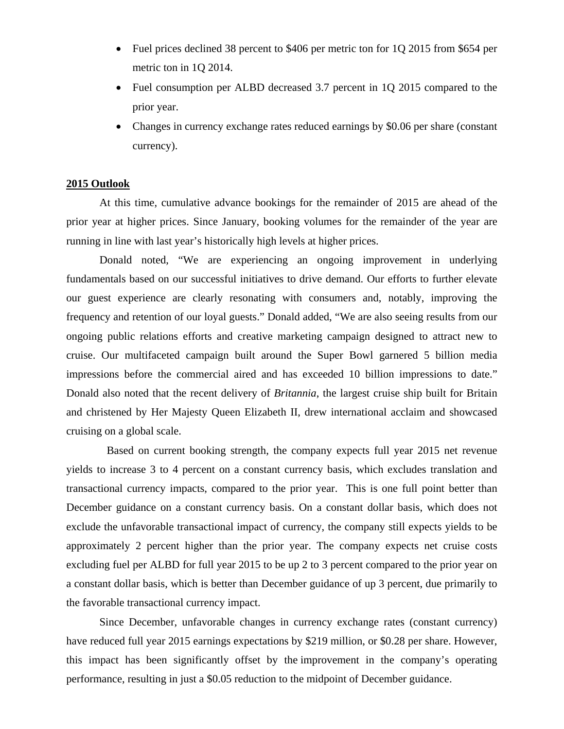- Fuel prices declined 38 percent to $406 per metric ton for 1Q 2015 from $654 per metric ton in 1Q 2014.
- Fuel consumption per ALBD decreased 3.7 percent in 1Q 2015 compared to the prior year.
- Changes in currency exchange rates reduced earnings by $0.06 per share (constant currency).

**2015 Outlook**

At this time, cumulative advance bookings for the remainder of 2015 are ahead of the prior year at higher prices. Since January, booking volumes for the remainder of the year are running in line with last year's historically high levels at higher prices.

Donald noted, "We are experiencing an ongoing improvement in underlying fundamentals based on our successful initiatives to drive demand. Our efforts to further elevate our guest experience are clearly resonating with consumers and, notably, improving the frequency and retention of our loyal guests." Donald added, "We are also seeing results from our ongoing public relations efforts and creative marketing campaign designed to attract new to cruise. Our multifaceted campaign built around the Super Bowl garnered 5 billion media impressions before the commercial aired and has exceeded 10 billion impressions to date." Donald also noted that the recent delivery of *Britannia*, the largest cruise ship built for Britain and christened by Her Majesty Queen Elizabeth II, drew international acclaim and showcased cruising on a global scale.

Based on current booking strength, the company expects full year 2015 net revenue yields to increase 3 to 4 percent on a constant currency basis, which excludes translation and transactional currency impacts, compared to the prior year. This is one full point better than December guidance on a constant currency basis. On a constant dollar basis, which does not exclude the unfavorable transactional impact of currency, the company still expects yields to be approximately 2 percent higher than the prior year. The company expects net cruise costs excluding fuel per ALBD for full year 2015 to be up 2 to 3 percent compared to the prior year on a constant dollar basis, which is better than December guidance of up 3 percent, due primarily to the favorable transactional currency impact.

Since December, unfavorable changes in currency exchange rates (constant currency) have reduced full year 2015 earnings expectations by $219 million, or $0.28 per share. However, this impact has been significantly offset by the improvement in the company's operating performance, resulting in just a $0.05 reduction to the midpoint of December guidance.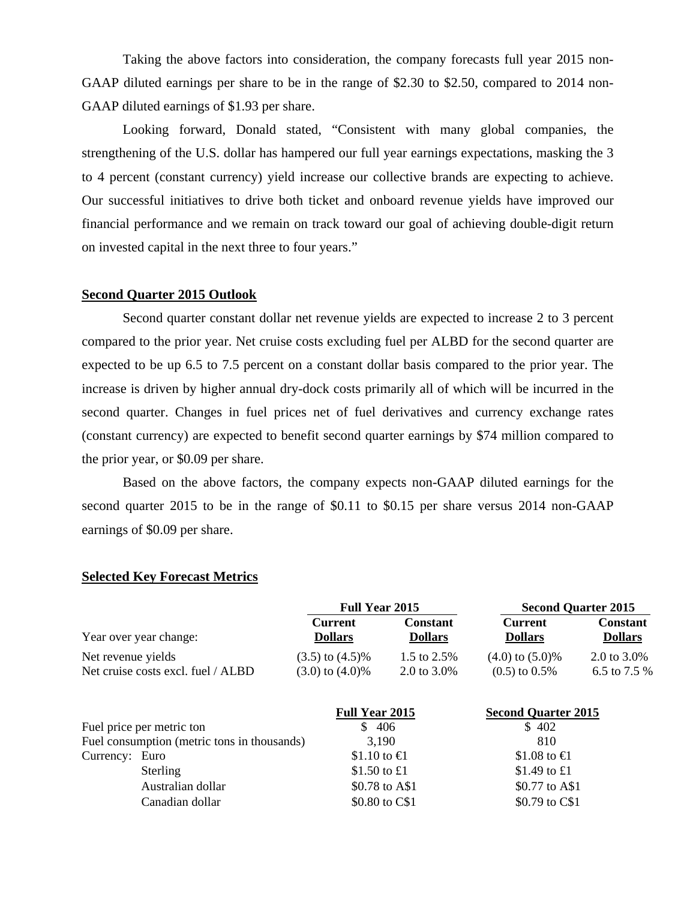Taking the above factors into consideration, the company forecasts full year 2015 non-GAAP diluted earnings per share to be in the range of $2.30 to $2.50, compared to 2014 non-GAAP diluted earnings of $1.93 per share.

Looking forward, Donald stated, “Consistent with many global companies, the strengthening of the U.S. dollar has hampered our full year earnings expectations, masking the 3 to 4 percent (constant currency) yield increase our collective brands are expecting to achieve. Our successful initiatives to drive both ticket and onboard revenue yields have improved our financial performance and we remain on track toward our goal of achieving double-digit return on invested capital in the next three to four years.”

## Second Quarter 2015 Outlook

Second quarter constant dollar net revenue yields are expected to increase 2 to 3 percent compared to the prior year. Net cruise costs excluding fuel per ALBD for the second quarter are expected to be up 6.5 to 7.5 percent on a constant dollar basis compared to the prior year. The increase is driven by higher annual dry-dock costs primarily all of which will be incurred in the second quarter. Changes in fuel prices net of fuel derivatives and currency exchange rates (constant currency) are expected to benefit second quarter earnings by $74 million compared to the prior year, or $0.09 per share.

Based on the above factors, the company expects non-GAAP diluted earnings for the second quarter 2015 to be in the range of $0.11 to $0.15 per share versus 2014 non-GAAP earnings of $0.09 per share.

## Selected Key Forecast Metrics

| | Full Year 2015 | | Second Quarter 2015 | |
|---|---|---|---|---|
| Year over year change: | Current Dollars | Constant Dollars | Current Dollars | Constant Dollars |
| Net revenue yields | (3.5) to (4.5)% | 1.5 to 2.5% | (4.0) to (5.0)% | 2.0 to 3.0% |
| Net cruise costs excl. fuel / ALBD | (3.0) to (4.0)% | 2.0 to 3.0% | (0.5) to 0.5% | 6.5 to 7.5 % |

| | Full Year 2015 | Second Quarter 2015 |
|---|---|---|
| Fuel price per metric ton | $ 406 | $ 402 |
| Fuel consumption (metric tons in thousands) | 3,190 | 810 |
| Currency: Euro | $1.10 to €1 | $1.08 to €1 |
| Sterling | $1.50 to £1 | $1.49 to £1 |
| Australian dollar | $0.78 to A$1 | $0.77 to A$1 |
| Canadian dollar | $0.80 to C$1 | $0.79 to C$1 |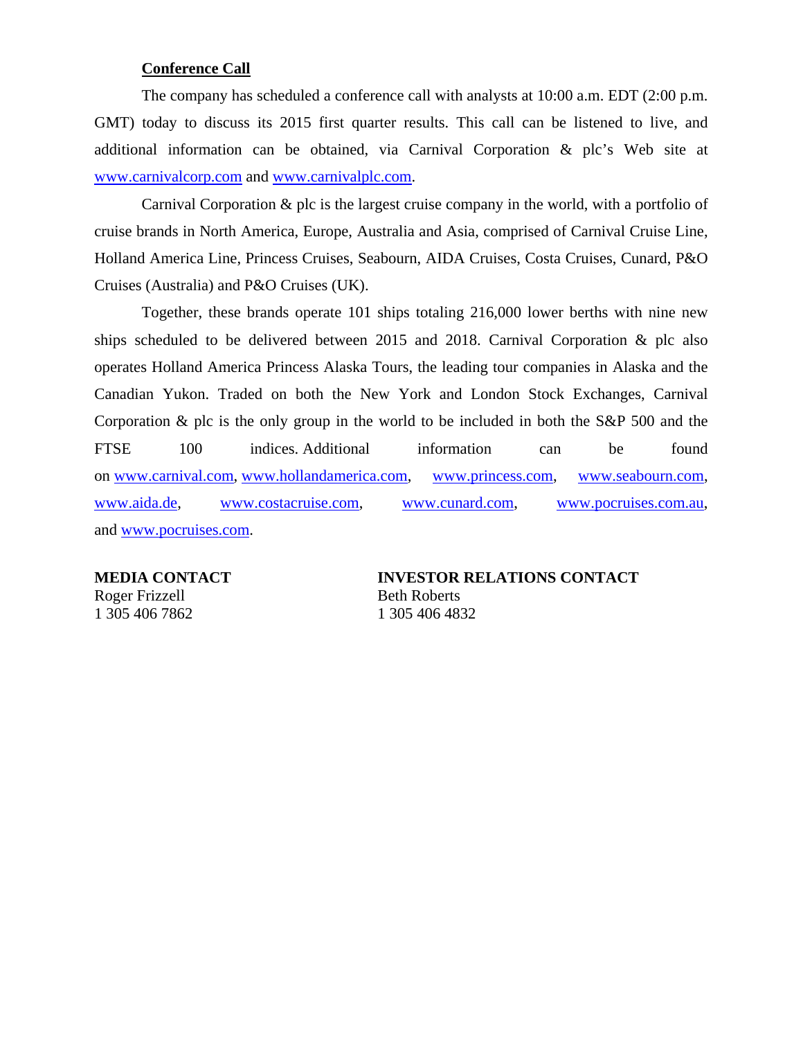**Conference Call**

The company has scheduled a conference call with analysts at 10:00 a.m. EDT (2:00 p.m. GMT) today to discuss its 2015 first quarter results. This call can be listened to live, and additional information can be obtained, via Carnival Corporation & plc's Web site at www.carnivalcorp.com and www.carnivalplc.com.

Carnival Corporation & plc is the largest cruise company in the world, with a portfolio of cruise brands in North America, Europe, Australia and Asia, comprised of Carnival Cruise Line, Holland America Line, Princess Cruises, Seabourn, AIDA Cruises, Costa Cruises, Cunard, P&O Cruises (Australia) and P&O Cruises (UK).

Together, these brands operate 101 ships totaling 216,000 lower berths with nine new ships scheduled to be delivered between 2015 and 2018. Carnival Corporation & plc also operates Holland America Princess Alaska Tours, the leading tour companies in Alaska and the Canadian Yukon. Traded on both the New York and London Stock Exchanges, Carnival Corporation & plc is the only group in the world to be included in both the S&P 500 and the FTSE 100 indices. Additional information can be found on www.carnival.com, www.hollandamerica.com, www.princess.com, www.seabourn.com, www.aida.de, www.costacruise.com, www.cunard.com, www.pocruises.com.au, and www.pocruises.com.

**MEDIA CONTACT**
Roger Frizzell
1 305 406 7862

**INVESTOR RELATIONS CONTACT**
Beth Roberts
1 305 406 4832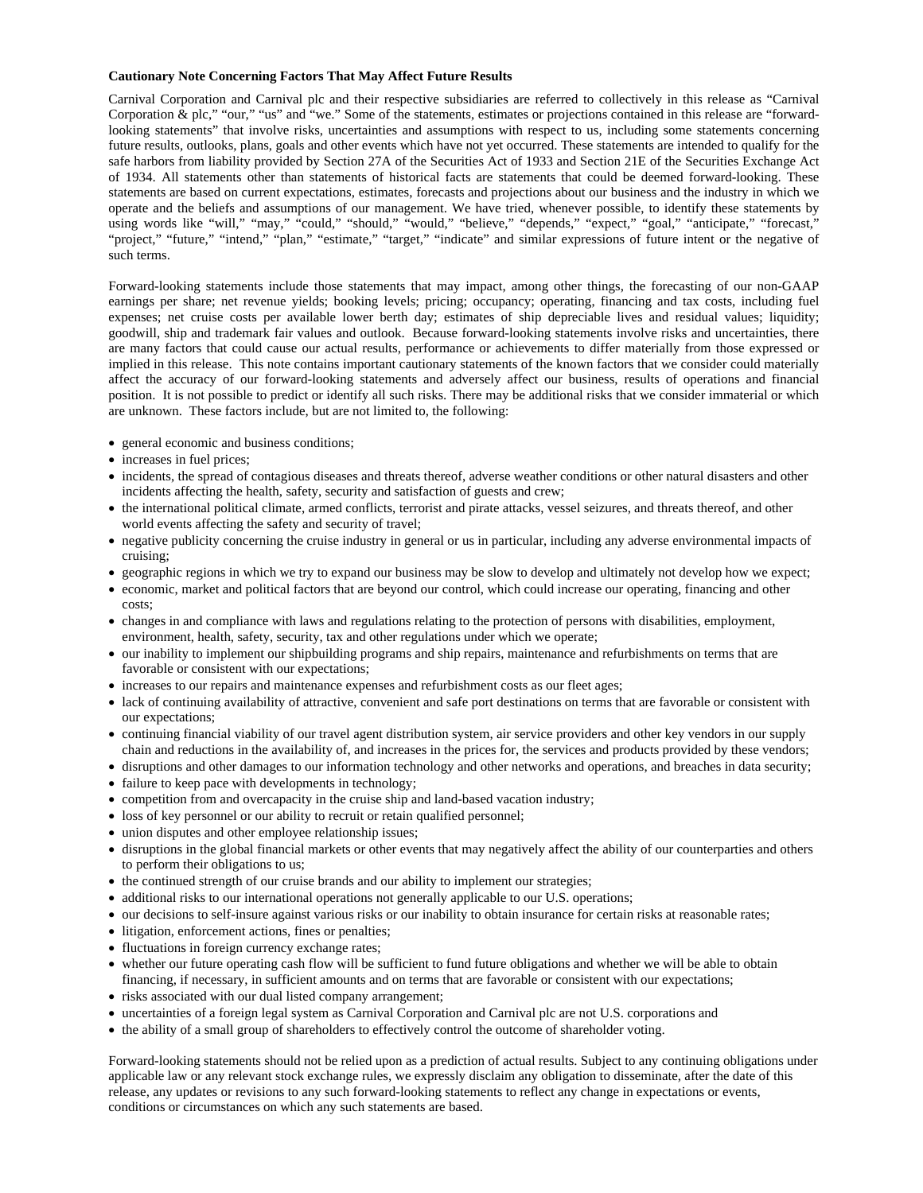**Cautionary Note Concerning Factors That May Affect Future Results**

Carnival Corporation and Carnival plc and their respective subsidiaries are referred to collectively in this release as "Carnival Corporation & plc," "our," "us" and "we." Some of the statements, estimates or projections contained in this release are "forward-looking statements" that involve risks, uncertainties and assumptions with respect to us, including some statements concerning future results, outlooks, plans, goals and other events which have not yet occurred. These statements are intended to qualify for the safe harbors from liability provided by Section 27A of the Securities Act of 1933 and Section 21E of the Securities Exchange Act of 1934. All statements other than statements of historical facts are statements that could be deemed forward-looking. These statements are based on current expectations, estimates, forecasts and projections about our business and the industry in which we operate and the beliefs and assumptions of our management. We have tried, whenever possible, to identify these statements by using words like "will," "may," "could," "should," "would," "believe," "depends," "expect," "goal," "anticipate," "forecast," "project," "future," "intend," "plan," "estimate," "target," "indicate" and similar expressions of future intent or the negative of such terms.

Forward-looking statements include those statements that may impact, among other things, the forecasting of our non-GAAP earnings per share; net revenue yields; booking levels; pricing; occupancy; operating, financing and tax costs, including fuel expenses; net cruise costs per available lower berth day; estimates of ship depreciable lives and residual values; liquidity; goodwill, ship and trademark fair values and outlook. Because forward-looking statements involve risks and uncertainties, there are many factors that could cause our actual results, performance or achievements to differ materially from those expressed or implied in this release. This note contains important cautionary statements of the known factors that we consider could materially affect the accuracy of our forward-looking statements and adversely affect our business, results of operations and financial position. It is not possible to predict or identify all such risks. There may be additional risks that we consider immaterial or which are unknown. These factors include, but are not limited to, the following:

- general economic and business conditions;
- increases in fuel prices;
- incidents, the spread of contagious diseases and threats thereof, adverse weather conditions or other natural disasters and other incidents affecting the health, safety, security and satisfaction of guests and crew;
- the international political climate, armed conflicts, terrorist and pirate attacks, vessel seizures, and threats thereof, and other world events affecting the safety and security of travel;
- negative publicity concerning the cruise industry in general or us in particular, including any adverse environmental impacts of cruising;
- geographic regions in which we try to expand our business may be slow to develop and ultimately not develop how we expect;
- economic, market and political factors that are beyond our control, which could increase our operating, financing and other costs;
- changes in and compliance with laws and regulations relating to the protection of persons with disabilities, employment, environment, health, safety, security, tax and other regulations under which we operate;
- our inability to implement our shipbuilding programs and ship repairs, maintenance and refurbishments on terms that are favorable or consistent with our expectations;
- increases to our repairs and maintenance expenses and refurbishment costs as our fleet ages;
- lack of continuing availability of attractive, convenient and safe port destinations on terms that are favorable or consistent with our expectations;
- continuing financial viability of our travel agent distribution system, air service providers and other key vendors in our supply chain and reductions in the availability of, and increases in the prices for, the services and products provided by these vendors;
- disruptions and other damages to our information technology and other networks and operations, and breaches in data security;
- failure to keep pace with developments in technology;
- competition from and overcapacity in the cruise ship and land-based vacation industry;
- loss of key personnel or our ability to recruit or retain qualified personnel;
- union disputes and other employee relationship issues;
- disruptions in the global financial markets or other events that may negatively affect the ability of our counterparties and others to perform their obligations to us;
- the continued strength of our cruise brands and our ability to implement our strategies;
- additional risks to our international operations not generally applicable to our U.S. operations;
- our decisions to self-insure against various risks or our inability to obtain insurance for certain risks at reasonable rates;
- litigation, enforcement actions, fines or penalties;
- fluctuations in foreign currency exchange rates;
- whether our future operating cash flow will be sufficient to fund future obligations and whether we will be able to obtain financing, if necessary, in sufficient amounts and on terms that are favorable or consistent with our expectations;
- risks associated with our dual listed company arrangement;
- uncertainties of a foreign legal system as Carnival Corporation and Carnival plc are not U.S. corporations and
- the ability of a small group of shareholders to effectively control the outcome of shareholder voting.

Forward-looking statements should not be relied upon as a prediction of actual results. Subject to any continuing obligations under applicable law or any relevant stock exchange rules, we expressly disclaim any obligation to disseminate, after the date of this release, any updates or revisions to any such forward-looking statements to reflect any change in expectations or events, conditions or circumstances on which any such statements are based.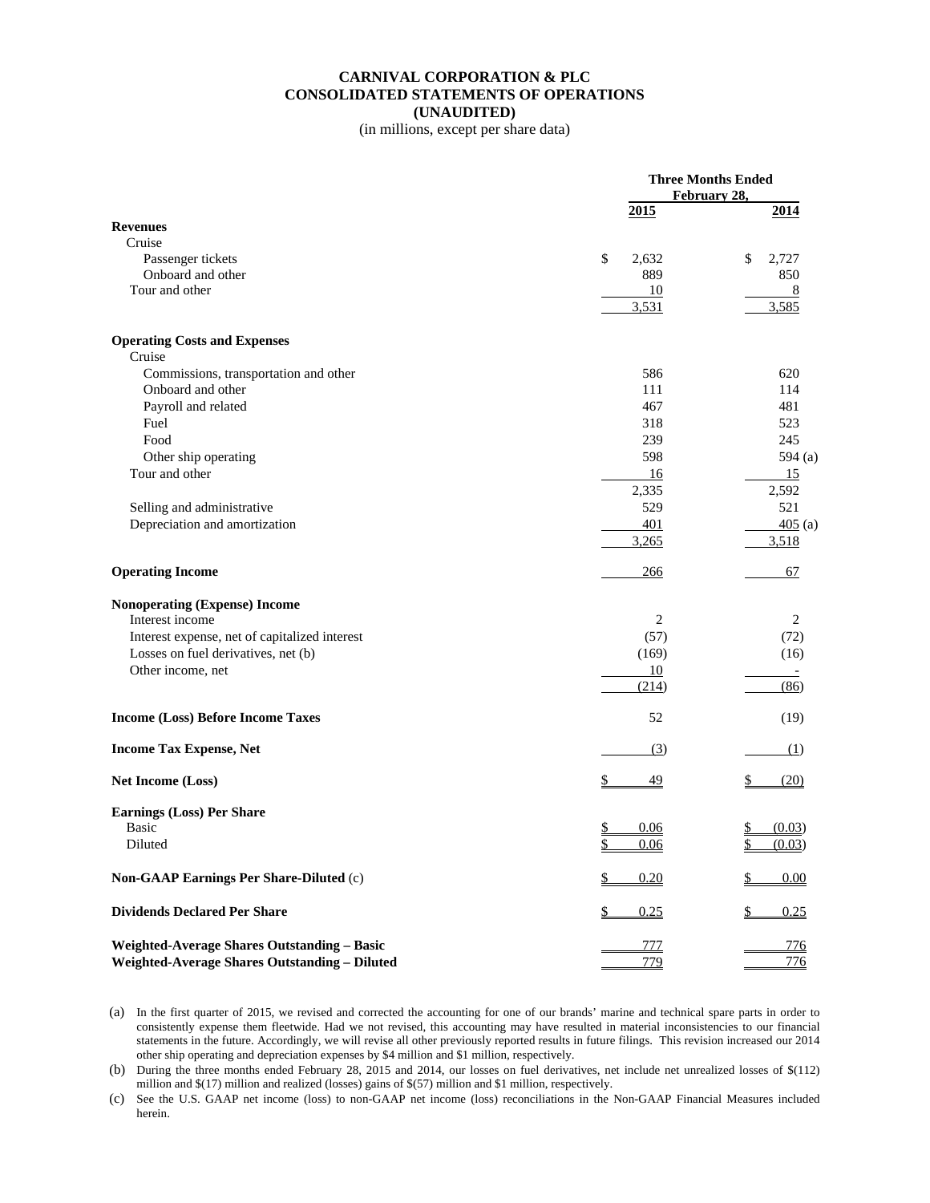# CARNIVAL CORPORATION & PLC
## CONSOLIDATED STATEMENTS OF OPERATIONS
## (UNAUDITED)
(in millions, except per share data)

| | Three Months Ended February 28, | |
|---|---|---|
| | 2015 | 2014 |
| **Revenues** | | |
| Cruise | | |
| Passenger tickets | $ 2,632 | $ 2,727 |
| Onboard and other | 889 | 850 |
| Tour and other | 10 | 8 |
| | 3,531 | 3,585 |
| **Operating Costs and Expenses** | | |
| Cruise | | |
| Commissions, transportation and other | 586 | 620 |
| Onboard and other | 111 | 114 |
| Payroll and related | 467 | 481 |
| Fuel | 318 | 523 |
| Food | 239 | 245 |
| Other ship operating | 598 | 594 (a) |
| Tour and other | 16 | 15 |
| | 2,335 | 2,592 |
| Selling and administrative | 529 | 521 |
| Depreciation and amortization | 401 | 405 (a) |
| | 3,265 | 3,518 |
| **Operating Income** | 266 | 67 |
| **Nonoperating (Expense) Income** | | |
| Interest income | 2 | 2 |
| Interest expense, net of capitalized interest | (57) | (72) |
| Losses on fuel derivatives, net (b) | (169) | (16) |
| Other income, net | 10 | - |
| | (214) | (86) |
| **Income (Loss) Before Income Taxes** | 52 | (19) |
| **Income Tax Expense, Net** | (3) | (1) |
| **Net Income (Loss)** | $ 49 | $ (20) |
| **Earnings (Loss) Per Share** | | |
| Basic | $ 0.06 | $ (0.03) |
| Diluted | $ 0.06 | $ (0.03) |
| **Non-GAAP Earnings Per Share-Diluted** (c) | $ 0.20 | $ 0.00 |
| **Dividends Declared Per Share** | $ 0.25 | $ 0.25 |
| **Weighted-Average Shares Outstanding – Basic** | 777 | 776 |
| **Weighted-Average Shares Outstanding – Diluted** | 779 | 776 |

(a) In the first quarter of 2015, we revised and corrected the accounting for one of our brands' marine and technical spare parts in order to consistently expense them fleetwide. Had we not revised, this accounting may have resulted in material inconsistencies to our financial statements in the future. Accordingly, we will revise all other previously reported results in future filings. This revision increased our 2014 other ship operating and depreciation expenses by $4 million and $1 million, respectively.

(b) During the three months ended February 28, 2015 and 2014, our losses on fuel derivatives, net include net unrealized losses of $(112) million and $(17) million and realized (losses) gains of $(57) million and $1 million, respectively.

(c) See the U.S. GAAP net income (loss) to non-GAAP net income (loss) reconciliations in the Non-GAAP Financial Measures included herein.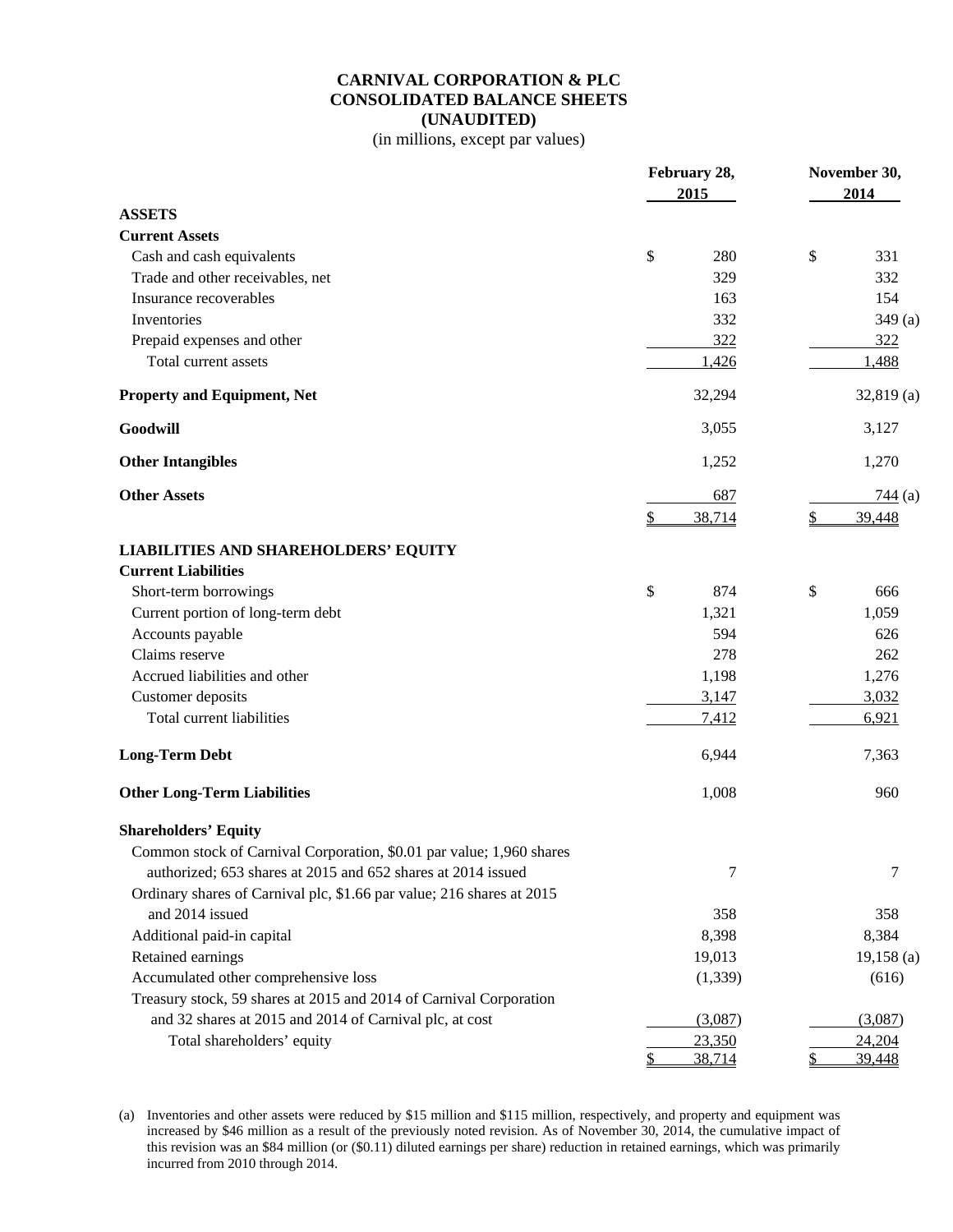# CARNIVAL CORPORATION & PLC
## CONSOLIDATED BALANCE SHEETS
## (UNAUDITED)

(in millions, except par values)

| | February 28, 2015 | November 30, 2014 |
|---|---|---|
| **ASSETS** | | |
| **Current Assets** | | |
| Cash and cash equivalents | $ 280 | $ 331 |
| Trade and other receivables, net | 329 | 332 |
| Insurance recoverables | 163 | 154 |
| Inventories | 332 | 349 (a) |
| Prepaid expenses and other | 322 | 322 |
| Total current assets | 1,426 | 1,488 |
| **Property and Equipment, Net** | 32,294 | 32,819 (a) |
| **Goodwill** | 3,055 | 3,127 |
| **Other Intangibles** | 1,252 | 1,270 |
| **Other Assets** | 687 | 744 (a) |
| | $ 38,714 | $ 39,448 |
| **LIABILITIES AND SHAREHOLDERS' EQUITY** | | |
| **Current Liabilities** | | |
| Short-term borrowings | $ 874 | $ 666 |
| Current portion of long-term debt | 1,321 | 1,059 |
| Accounts payable | 594 | 626 |
| Claims reserve | 278 | 262 |
| Accrued liabilities and other | 1,198 | 1,276 |
| Customer deposits | 3,147 | 3,032 |
| Total current liabilities | 7,412 | 6,921 |
| **Long-Term Debt** | 6,944 | 7,363 |
| **Other Long-Term Liabilities** | 1,008 | 960 |
| **Shareholders' Equity** | | |
| Common stock of Carnival Corporation, $0.01 par value; 1,960 shares authorized; 653 shares at 2015 and 652 shares at 2014 issued | 7 | 7 |
| Ordinary shares of Carnival plc, $1.66 par value; 216 shares at 2015 and 2014 issued | 358 | 358 |
| Additional paid-in capital | 8,398 | 8,384 |
| Retained earnings | 19,013 | 19,158 (a) |
| Accumulated other comprehensive loss | (1,339) | (616) |
| Treasury stock, 59 shares at 2015 and 2014 of Carnival Corporation and 32 shares at 2015 and 2014 of Carnival plc, at cost | (3,087) | (3,087) |
| Total shareholders' equity | 23,350 | 24,204 |
| | $ 38,714 | $ 39,448 |

(a) Inventories and other assets were reduced by $15 million and $115 million, respectively, and property and equipment was increased by $46 million as a result of the previously noted revision. As of November 30, 2014, the cumulative impact of this revision was an $84 million (or ($0.11) diluted earnings per share) reduction in retained earnings, which was primarily incurred from 2010 through 2014.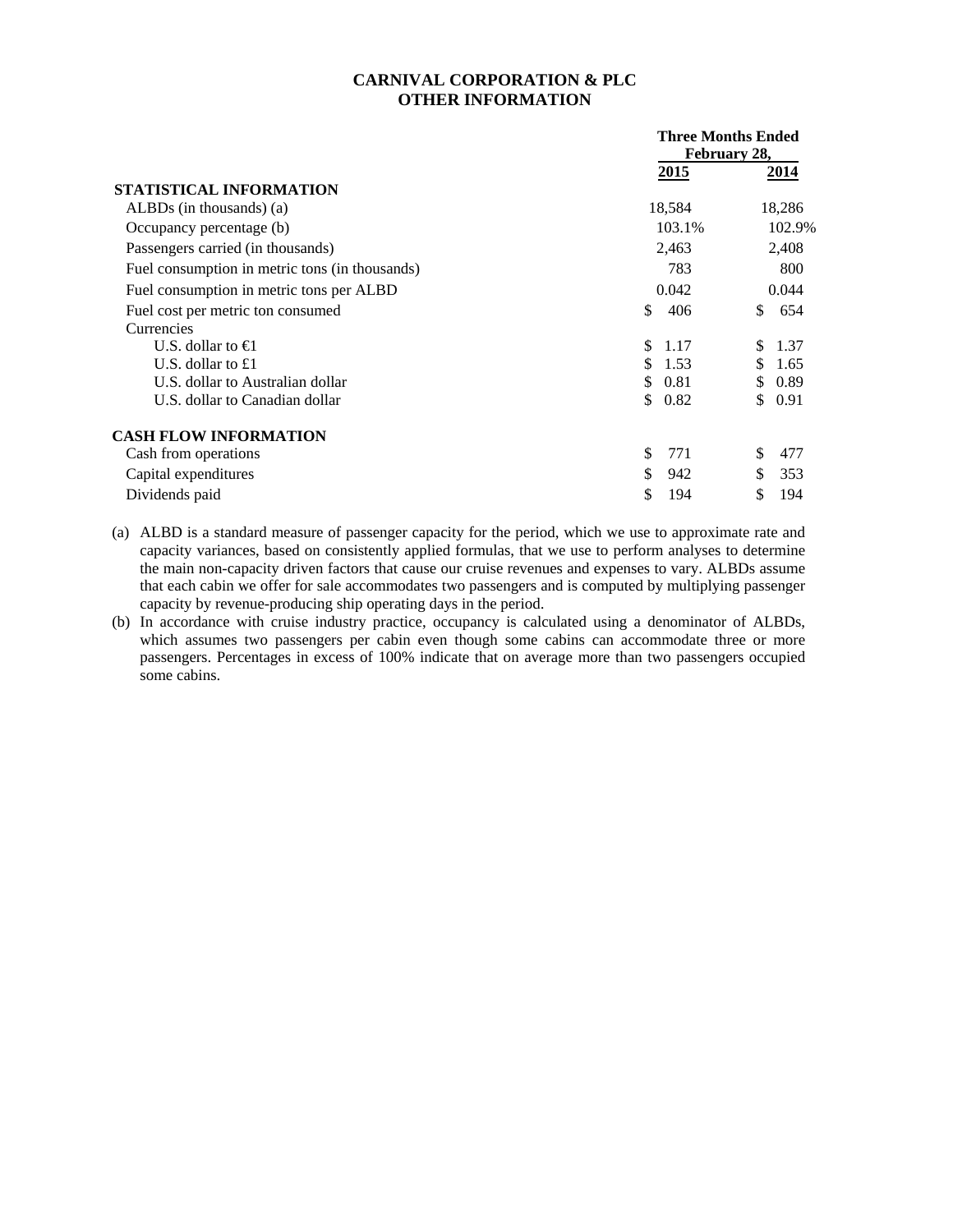# CARNIVAL CORPORATION & PLC
## OTHER INFORMATION

| | Three Months Ended February 28, | |
|---|---|---|
| | **2015** | **2014** |
| **STATISTICAL INFORMATION** | | |
| ALBDs (in thousands) (a) | 18,584 | 18,286 |
| Occupancy percentage (b) | 103.1% | 102.9% |
| Passengers carried (in thousands) | 2,463 | 2,408 |
| Fuel consumption in metric tons (in thousands) | 783 | 800 |
| Fuel consumption in metric tons per ALBD | 0.042 | 0.044 |
| Fuel cost per metric ton consumed | $ 406 | $ 654 |
| Currencies | | |
| U.S. dollar to €1 | $ 1.17 | $ 1.37 |
| U.S. dollar to £1 | $ 1.53 | $ 1.65 |
| U.S. dollar to Australian dollar | $ 0.81 | $ 0.89 |
| U.S. dollar to Canadian dollar | $ 0.82 | $ 0.91 |
| **CASH FLOW INFORMATION** | | |
| Cash from operations | $ 771 | $ 477 |
| Capital expenditures | $ 942 | $ 353 |
| Dividends paid | $ 194 | $ 194 |

(a) ALBD is a standard measure of passenger capacity for the period, which we use to approximate rate and capacity variances, based on consistently applied formulas, that we use to perform analyses to determine the main non-capacity driven factors that cause our cruise revenues and expenses to vary. ALBDs assume that each cabin we offer for sale accommodates two passengers and is computed by multiplying passenger capacity by revenue-producing ship operating days in the period.

(b) In accordance with cruise industry practice, occupancy is calculated using a denominator of ALBDs, which assumes two passengers per cabin even though some cabins can accommodate three or more passengers. Percentages in excess of 100% indicate that on average more than two passengers occupied some cabins.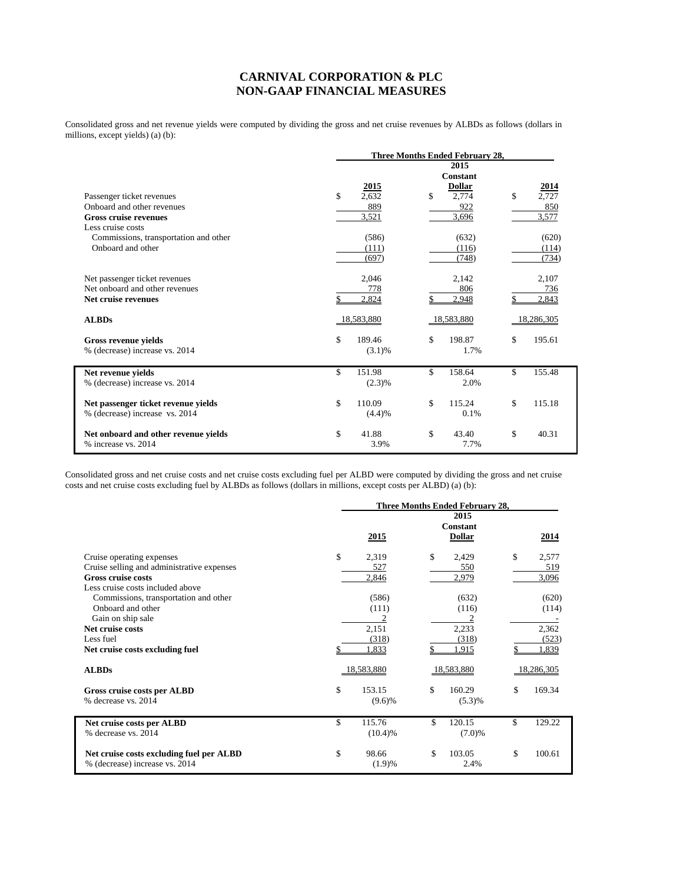# CARNIVAL CORPORATION & PLC
# NON-GAAP FINANCIAL MEASURES

Consolidated gross and net revenue yields were computed by dividing the gross and net cruise revenues by ALBDs as follows (dollars in millions, except yields) (a) (b):

| | Three Months Ended February 28, | | |
|---|---|---|---|
| | 2015 | 2015 Constant Dollar | 2014 |
| Passenger ticket revenues | $ 2,632 | $ 2,774 | $ 2,727 |
| Onboard and other revenues | 889 | 922 | 850 |
| **Gross cruise revenues** | 3,521 | 3,696 | 3,577 |
| Less cruise costs | | | |
| Commissions, transportation and other | (586) | (632) | (620) |
| Onboard and other | (111) | (116) | (114) |
| | (697) | (748) | (734) |
| Net passenger ticket revenues | 2,046 | 2,142 | 2,107 |
| Net onboard and other revenues | 778 | 806 | 736 |
| **Net cruise revenues** | $ 2,824 | $ 2,948 | $ 2,843 |
| **ALBDs** | 18,583,880 | 18,583,880 | 18,286,305 |
| **Gross revenue yields** | $ 189.46 | $ 198.87 | $ 195.61 |
| % (decrease) increase vs. 2014 | (3.1)% | 1.7% | |
| **Net revenue yields** | $ 151.98 | $ 158.64 | $ 155.48 |
| % (decrease) increase vs. 2014 | (2.3)% | 2.0% | |
| **Net passenger ticket revenue yields** | $ 110.09 | $ 115.24 | $ 115.18 |
| % (decrease) increase vs. 2014 | (4.4)% | 0.1% | |
| **Net onboard and other revenue yields** | $ 41.88 | $ 43.40 | $ 40.31 |
| % increase vs. 2014 | 3.9% | 7.7% | |

Consolidated gross and net cruise costs and net cruise costs excluding fuel per ALBD were computed by dividing the gross and net cruise costs and net cruise costs excluding fuel by ALBDs as follows (dollars in millions, except costs per ALBD) (a) (b):

| | Three Months Ended February 28, | | |
|---|---|---|---|
| | 2015 | 2015 Constant Dollar | 2014 |
| Cruise operating expenses | $ 2,319 | $ 2,429 | $ 2,577 |
| Cruise selling and administrative expenses | 527 | 550 | 519 |
| **Gross cruise costs** | 2,846 | 2,979 | 3,096 |
| Less cruise costs included above | | | |
| Commissions, transportation and other | (586) | (632) | (620) |
| Onboard and other | (111) | (116) | (114) |
| Gain on ship sale | 2 | 2 | - |
| **Net cruise costs** | 2,151 | 2,233 | 2,362 |
| Less fuel | (318) | (318) | (523) |
| **Net cruise costs excluding fuel** | $ 1,833 | $ 1,915 | $ 1,839 |
| **ALBDs** | 18,583,880 | 18,583,880 | 18,286,305 |
| **Gross cruise costs per ALBD** | $ 153.15 | $ 160.29 | $ 169.34 |
| % decrease vs. 2014 | (9.6)% | (5.3)% | |
| **Net cruise costs per ALBD** | $ 115.76 | $ 120.15 | $ 129.22 |
| % decrease vs. 2014 | (10.4)% | (7.0)% | |
| **Net cruise costs excluding fuel per ALBD** | $ 98.66 | $ 103.05 | $ 100.61 |
| % (decrease) increase vs. 2014 | (1.9)% | 2.4% | |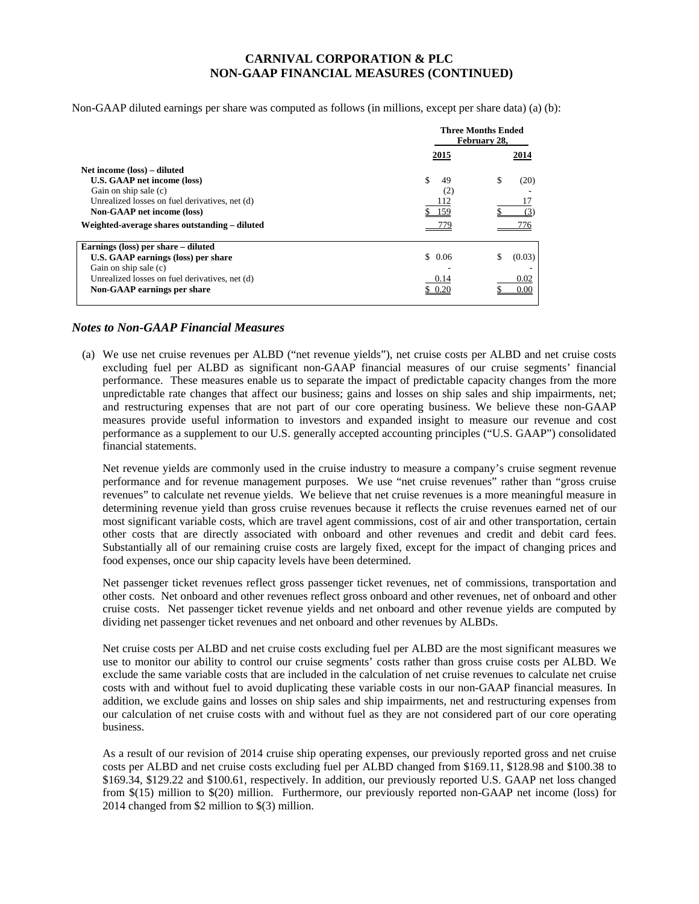## CARNIVAL CORPORATION & PLC
## NON-GAAP FINANCIAL MEASURES (CONTINUED)

Non-GAAP diluted earnings per share was computed as follows (in millions, except per share data) (a) (b):

| | Three Months Ended February 28, | |
|---|---|---|
| | **2015** | **2014** |
| **Net income (loss) – diluted** | | |
| **U.S. GAAP net income (loss)** | $ 49 | $ (20) |
| Gain on ship sale (c) | (2) | - |
| Unrealized losses on fuel derivatives, net (d) | 112 | 17 |
| **Non-GAAP net income (loss)** | $ 159 | $ (3) |
| **Weighted-average shares outstanding – diluted** | 779 | 776 |
| **Earnings (loss) per share – diluted** | | |
| **U.S. GAAP earnings (loss) per share** | $ 0.06 | $ (0.03) |
| Gain on ship sale (c) | - | - |
| Unrealized losses on fuel derivatives, net (d) | 0.14 | 0.02 |
| **Non-GAAP earnings per share** | $ 0.20 | $ 0.00 |

### *Notes to Non-GAAP Financial Measures*

(a) We use net cruise revenues per ALBD ("net revenue yields"), net cruise costs per ALBD and net cruise costs excluding fuel per ALBD as significant non-GAAP financial measures of our cruise segments' financial performance. These measures enable us to separate the impact of predictable capacity changes from the more unpredictable rate changes that affect our business; gains and losses on ship sales and ship impairments, net; and restructuring expenses that are not part of our core operating business. We believe these non-GAAP measures provide useful information to investors and expanded insight to measure our revenue and cost performance as a supplement to our U.S. generally accepted accounting principles ("U.S. GAAP") consolidated financial statements.

Net revenue yields are commonly used in the cruise industry to measure a company's cruise segment revenue performance and for revenue management purposes. We use "net cruise revenues" rather than "gross cruise revenues" to calculate net revenue yields. We believe that net cruise revenues is a more meaningful measure in determining revenue yield than gross cruise revenues because it reflects the cruise revenues earned net of our most significant variable costs, which are travel agent commissions, cost of air and other transportation, certain other costs that are directly associated with onboard and other revenues and credit and debit card fees. Substantially all of our remaining cruise costs are largely fixed, except for the impact of changing prices and food expenses, once our ship capacity levels have been determined.

Net passenger ticket revenues reflect gross passenger ticket revenues, net of commissions, transportation and other costs. Net onboard and other revenues reflect gross onboard and other revenues, net of onboard and other cruise costs. Net passenger ticket revenue yields and net onboard and other revenue yields are computed by dividing net passenger ticket revenues and net onboard and other revenues by ALBDs.

Net cruise costs per ALBD and net cruise costs excluding fuel per ALBD are the most significant measures we use to monitor our ability to control our cruise segments' costs rather than gross cruise costs per ALBD. We exclude the same variable costs that are included in the calculation of net cruise revenues to calculate net cruise costs with and without fuel to avoid duplicating these variable costs in our non-GAAP financial measures. In addition, we exclude gains and losses on ship sales and ship impairments, net and restructuring expenses from our calculation of net cruise costs with and without fuel as they are not considered part of our core operating business.

As a result of our revision of 2014 cruise ship operating expenses, our previously reported gross and net cruise costs per ALBD and net cruise costs excluding fuel per ALBD changed from $169.11, $128.98 and $100.38 to $169.34, $129.22 and $100.61, respectively. In addition, our previously reported U.S. GAAP net loss changed from $(15) million to $(20) million. Furthermore, our previously reported non-GAAP net income (loss) for 2014 changed from $2 million to $(3) million.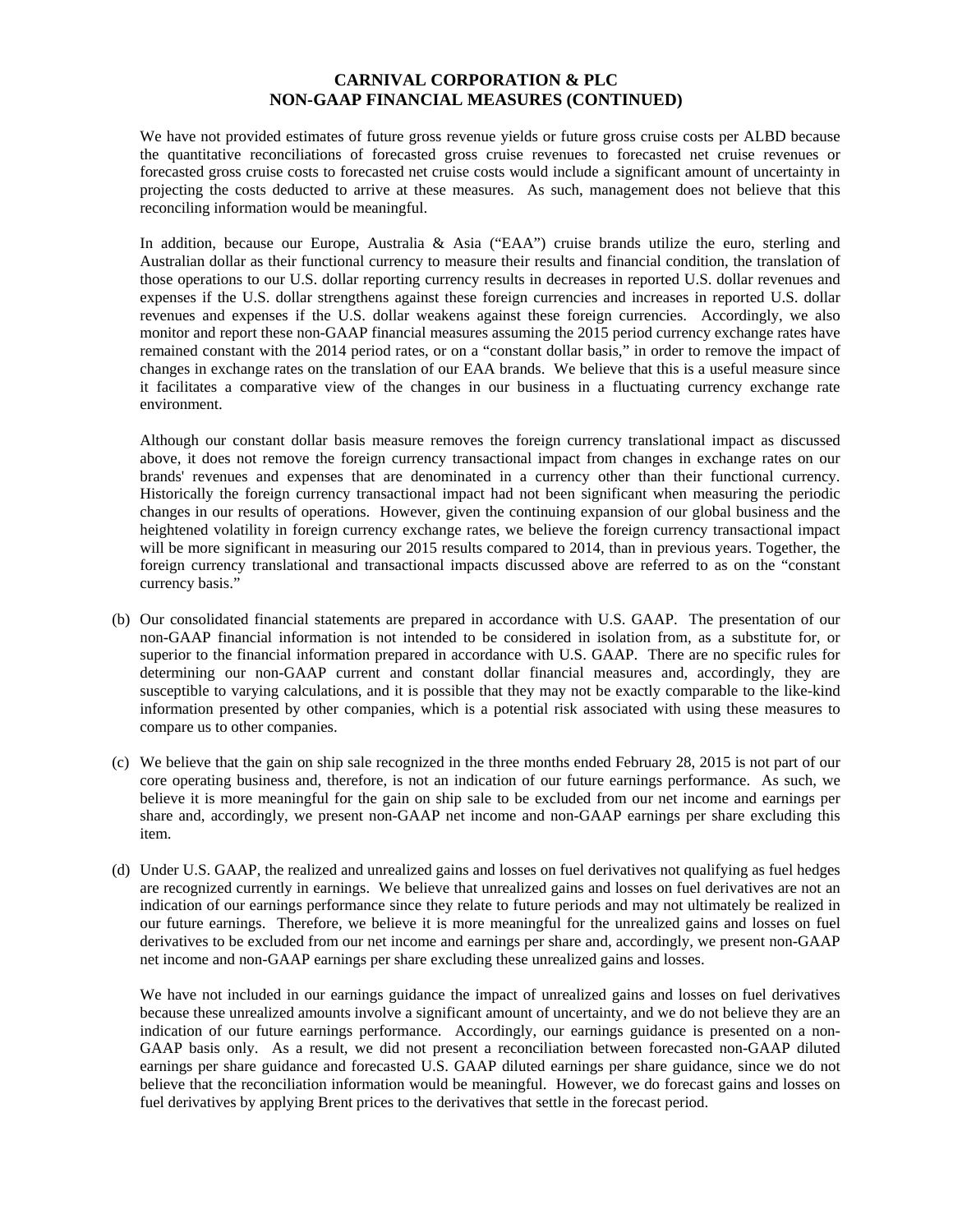# CARNIVAL CORPORATION & PLC
## NON-GAAP FINANCIAL MEASURES (CONTINUED)

We have not provided estimates of future gross revenue yields or future gross cruise costs per ALBD because the quantitative reconciliations of forecasted gross cruise revenues to forecasted net cruise revenues or forecasted gross cruise costs to forecasted net cruise costs would include a significant amount of uncertainty in projecting the costs deducted to arrive at these measures. As such, management does not believe that this reconciling information would be meaningful.

In addition, because our Europe, Australia & Asia ("EAA") cruise brands utilize the euro, sterling and Australian dollar as their functional currency to measure their results and financial condition, the translation of those operations to our U.S. dollar reporting currency results in decreases in reported U.S. dollar revenues and expenses if the U.S. dollar strengthens against these foreign currencies and increases in reported U.S. dollar revenues and expenses if the U.S. dollar weakens against these foreign currencies. Accordingly, we also monitor and report these non-GAAP financial measures assuming the 2015 period currency exchange rates have remained constant with the 2014 period rates, or on a "constant dollar basis," in order to remove the impact of changes in exchange rates on the translation of our EAA brands. We believe that this is a useful measure since it facilitates a comparative view of the changes in our business in a fluctuating currency exchange rate environment.

Although our constant dollar basis measure removes the foreign currency translational impact as discussed above, it does not remove the foreign currency transactional impact from changes in exchange rates on our brands' revenues and expenses that are denominated in a currency other than their functional currency. Historically the foreign currency transactional impact had not been significant when measuring the periodic changes in our results of operations. However, given the continuing expansion of our global business and the heightened volatility in foreign currency exchange rates, we believe the foreign currency transactional impact will be more significant in measuring our 2015 results compared to 2014, than in previous years. Together, the foreign currency translational and transactional impacts discussed above are referred to as on the "constant currency basis."

(b) Our consolidated financial statements are prepared in accordance with U.S. GAAP. The presentation of our non-GAAP financial information is not intended to be considered in isolation from, as a substitute for, or superior to the financial information prepared in accordance with U.S. GAAP. There are no specific rules for determining our non-GAAP current and constant dollar financial measures and, accordingly, they are susceptible to varying calculations, and it is possible that they may not be exactly comparable to the like-kind information presented by other companies, which is a potential risk associated with using these measures to compare us to other companies.

(c) We believe that the gain on ship sale recognized in the three months ended February 28, 2015 is not part of our core operating business and, therefore, is not an indication of our future earnings performance. As such, we believe it is more meaningful for the gain on ship sale to be excluded from our net income and earnings per share and, accordingly, we present non-GAAP net income and non-GAAP earnings per share excluding this item.

(d) Under U.S. GAAP, the realized and unrealized gains and losses on fuel derivatives not qualifying as fuel hedges are recognized currently in earnings. We believe that unrealized gains and losses on fuel derivatives are not an indication of our earnings performance since they relate to future periods and may not ultimately be realized in our future earnings. Therefore, we believe it is more meaningful for the unrealized gains and losses on fuel derivatives to be excluded from our net income and earnings per share and, accordingly, we present non-GAAP net income and non-GAAP earnings per share excluding these unrealized gains and losses.

We have not included in our earnings guidance the impact of unrealized gains and losses on fuel derivatives because these unrealized amounts involve a significant amount of uncertainty, and we do not believe they are an indication of our future earnings performance. Accordingly, our earnings guidance is presented on a non-GAAP basis only. As a result, we did not present a reconciliation between forecasted non-GAAP diluted earnings per share guidance and forecasted U.S. GAAP diluted earnings per share guidance, since we do not believe that the reconciliation information would be meaningful. However, we do forecast gains and losses on fuel derivatives by applying Brent prices to the derivatives that settle in the forecast period.